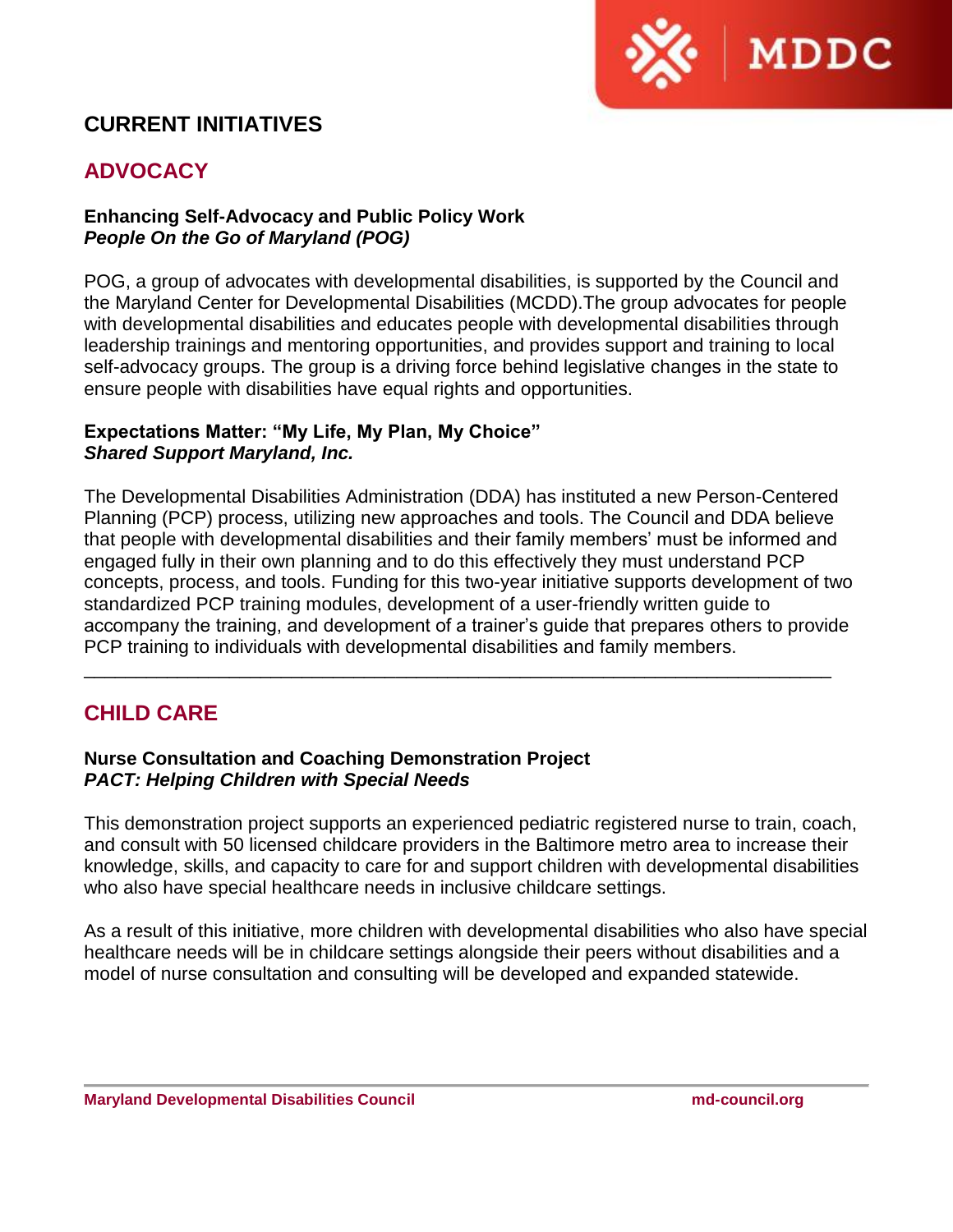# CURRENT INITIATIVES

## ADVOCACY

**Enhancing Self-Advocacy and Public Policy Work**
***People On the Go of Maryland (POG)***

POG, a group of advocates with developmental disabilities, is supported by the Council and the Maryland Center for Developmental Disabilities (MCDD).The group advocates for people with developmental disabilities and educates people with developmental disabilities through leadership trainings and mentoring opportunities, and provides support and training to local self-advocacy groups. The group is a driving force behind legislative changes in the state to ensure people with disabilities have equal rights and opportunities.

**Expectations Matter: "My Life, My Plan, My Choice"**
***Shared Support Maryland, Inc.***

The Developmental Disabilities Administration (DDA) has instituted a new Person-Centered Planning (PCP) process, utilizing new approaches and tools. The Council and DDA believe that people with developmental disabilities and their family members' must be informed and engaged fully in their own planning and to do this effectively they must understand PCP concepts, process, and tools. Funding for this two-year initiative supports development of two standardized PCP training modules, development of a user-friendly written guide to accompany the training, and development of a trainer's guide that prepares others to provide PCP training to individuals with developmental disabilities and family members.

---

## CHILD CARE

**Nurse Consultation and Coaching Demonstration Project**
***PACT: Helping Children with Special Needs***

This demonstration project supports an experienced pediatric registered nurse to train, coach, and consult with 50 licensed childcare providers in the Baltimore metro area to increase their knowledge, skills, and capacity to care for and support children with developmental disabilities who also have special healthcare needs in inclusive childcare settings.

As a result of this initiative, more children with developmental disabilities who also have special healthcare needs will be in childcare settings alongside their peers without disabilities and a model of nurse consultation and consulting will be developed and expanded statewide.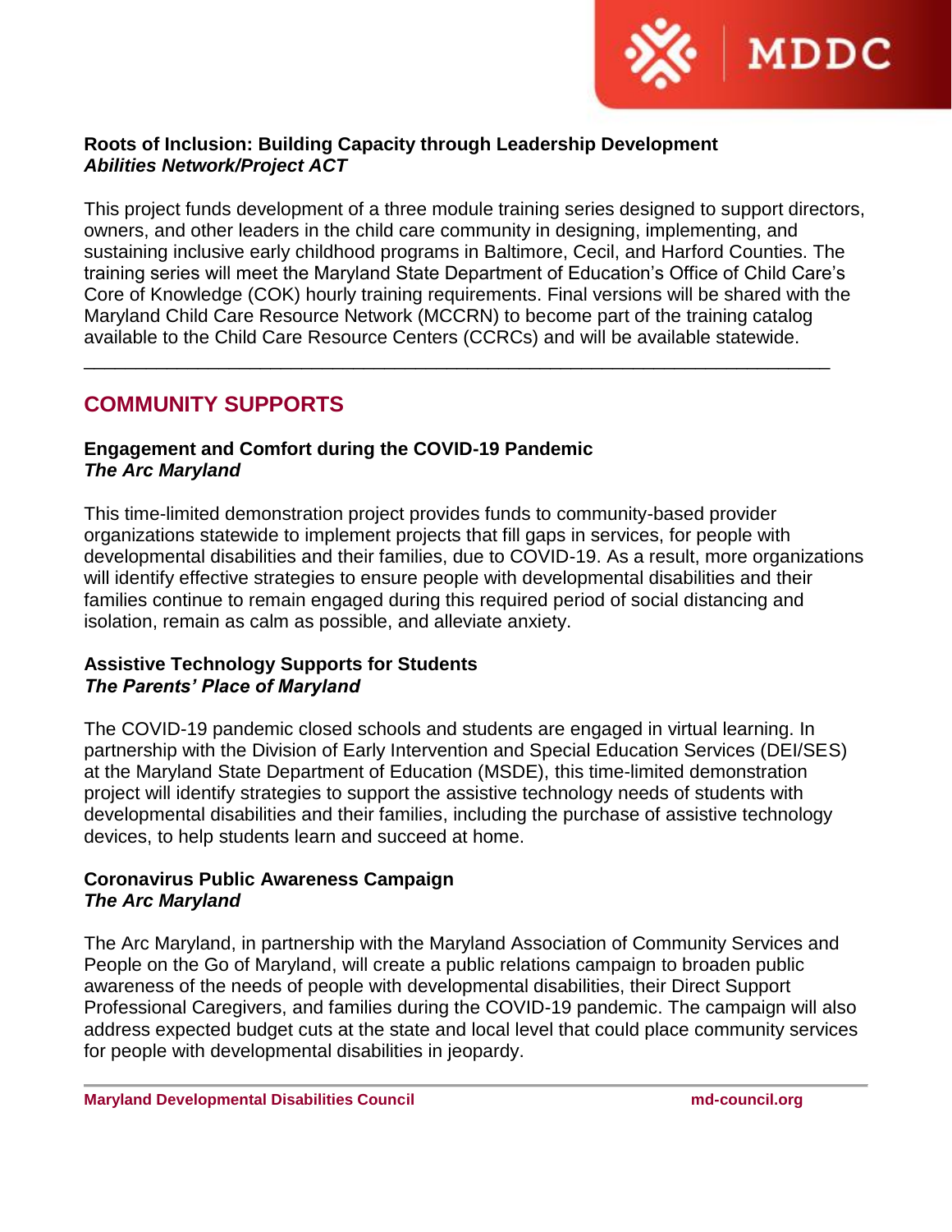**Roots of Inclusion: Building Capacity through Leadership Development**
***Abilities Network/Project ACT***

This project funds development of a three module training series designed to support directors, owners, and other leaders in the child care community in designing, implementing, and sustaining inclusive early childhood programs in Baltimore, Cecil, and Harford Counties. The training series will meet the Maryland State Department of Education's Office of Child Care's Core of Knowledge (COK) hourly training requirements. Final versions will be shared with the Maryland Child Care Resource Network (MCCRN) to become part of the training catalog available to the Child Care Resource Centers (CCRCs) and will be available statewide.

---

## COMMUNITY SUPPORTS

**Engagement and Comfort during the COVID-19 Pandemic**
***The Arc Maryland***

This time-limited demonstration project provides funds to community-based provider organizations statewide to implement projects that fill gaps in services, for people with developmental disabilities and their families, due to COVID-19. As a result, more organizations will identify effective strategies to ensure people with developmental disabilities and their families continue to remain engaged during this required period of social distancing and isolation, remain as calm as possible, and alleviate anxiety.

**Assistive Technology Supports for Students**
***The Parents' Place of Maryland***

The COVID-19 pandemic closed schools and students are engaged in virtual learning. In partnership with the Division of Early Intervention and Special Education Services (DEI/SES) at the Maryland State Department of Education (MSDE), this time-limited demonstration project will identify strategies to support the assistive technology needs of students with developmental disabilities and their families, including the purchase of assistive technology devices, to help students learn and succeed at home.

**Coronavirus Public Awareness Campaign**
***The Arc Maryland***

The Arc Maryland, in partnership with the Maryland Association of Community Services and People on the Go of Maryland, will create a public relations campaign to broaden public awareness of the needs of people with developmental disabilities, their Direct Support Professional Caregivers, and families during the COVID-19 pandemic. The campaign will also address expected budget cuts at the state and local level that could place community services for people with developmental disabilities in jeopardy.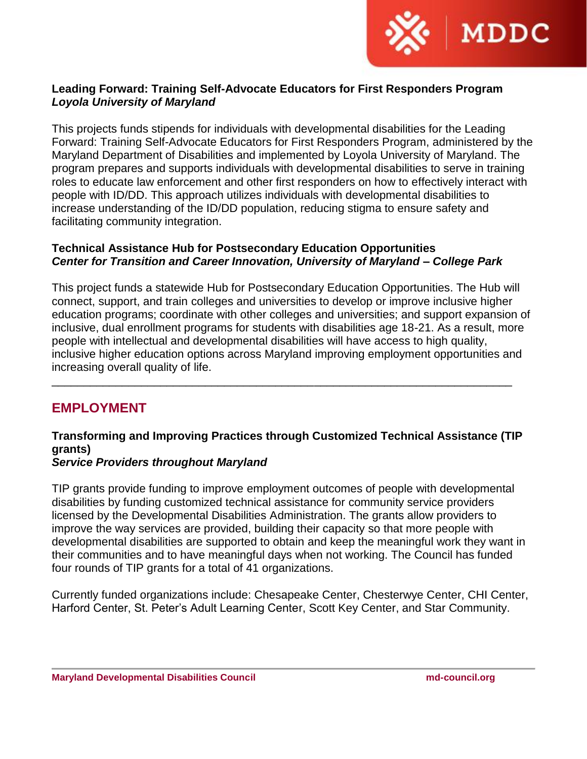**Leading Forward: Training Self-Advocate Educators for First Responders Program**
***Loyola University of Maryland***

This projects funds stipends for individuals with developmental disabilities for the Leading Forward: Training Self-Advocate Educators for First Responders Program, administered by the Maryland Department of Disabilities and implemented by Loyola University of Maryland. The program prepares and supports individuals with developmental disabilities to serve in training roles to educate law enforcement and other first responders on how to effectively interact with people with ID/DD. This approach utilizes individuals with developmental disabilities to increase understanding of the ID/DD population, reducing stigma to ensure safety and facilitating community integration.

**Technical Assistance Hub for Postsecondary Education Opportunities**
***Center for Transition and Career Innovation, University of Maryland – College Park***

This project funds a statewide Hub for Postsecondary Education Opportunities. The Hub will connect, support, and train colleges and universities to develop or improve inclusive higher education programs; coordinate with other colleges and universities; and support expansion of inclusive, dual enrollment programs for students with disabilities age 18-21. As a result, more people with intellectual and developmental disabilities will have access to high quality, inclusive higher education options across Maryland improving employment opportunities and increasing overall quality of life.

---

## EMPLOYMENT

**Transforming and Improving Practices through Customized Technical Assistance (TIP grants)**
***Service Providers throughout Maryland***

TIP grants provide funding to improve employment outcomes of people with developmental disabilities by funding customized technical assistance for community service providers licensed by the Developmental Disabilities Administration. The grants allow providers to improve the way services are provided, building their capacity so that more people with developmental disabilities are supported to obtain and keep the meaningful work they want in their communities and to have meaningful days when not working. The Council has funded four rounds of TIP grants for a total of 41 organizations.

Currently funded organizations include: Chesapeake Center, Chesterwye Center, CHI Center, Harford Center, St. Peter's Adult Learning Center, Scott Key Center, and Star Community.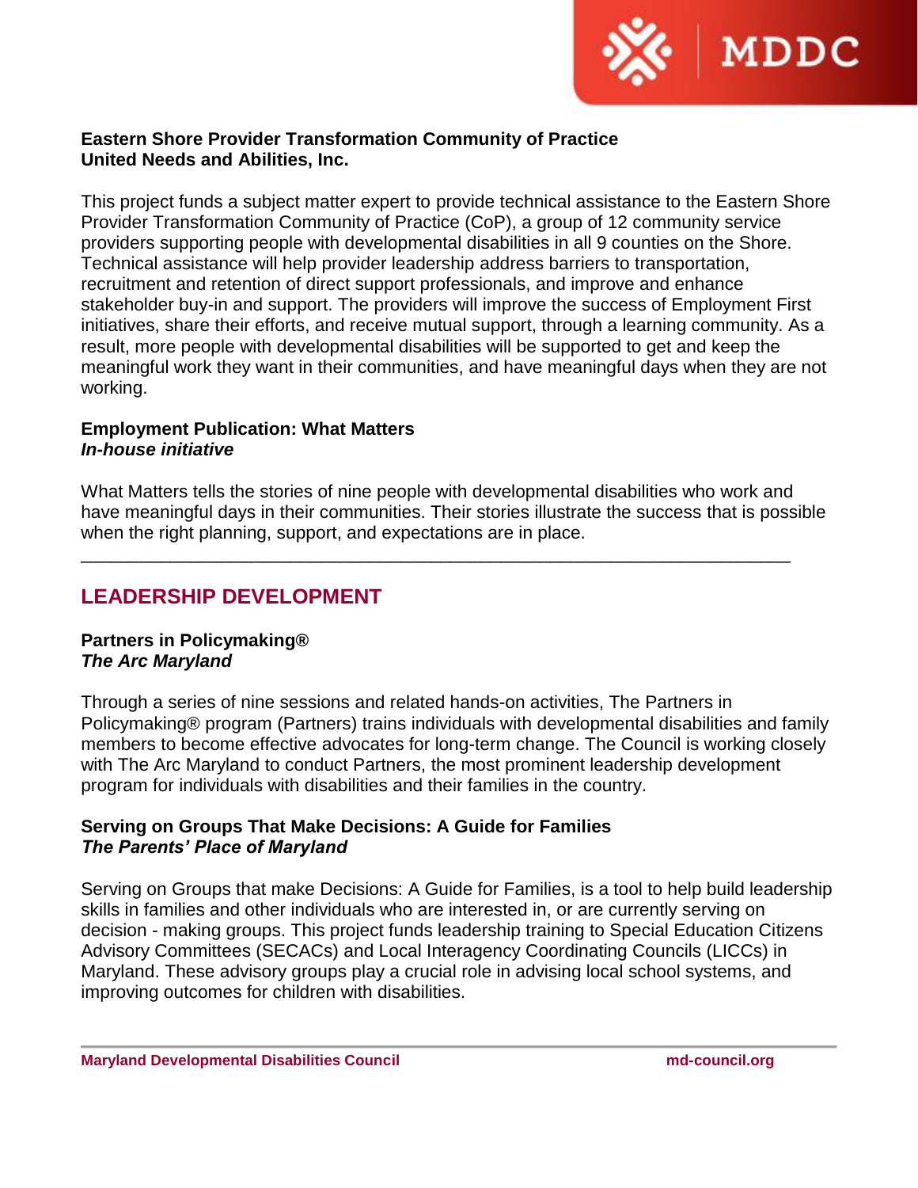**Eastern Shore Provider Transformation Community of Practice**
**United Needs and Abilities, Inc.**

This project funds a subject matter expert to provide technical assistance to the Eastern Shore Provider Transformation Community of Practice (CoP), a group of 12 community service providers supporting people with developmental disabilities in all 9 counties on the Shore. Technical assistance will help provider leadership address barriers to transportation, recruitment and retention of direct support professionals, and improve and enhance stakeholder buy-in and support. The providers will improve the success of Employment First initiatives, share their efforts, and receive mutual support, through a learning community. As a result, more people with developmental disabilities will be supported to get and keep the meaningful work they want in their communities, and have meaningful days when they are not working.

**Employment Publication: What Matters**
***In-house initiative***

What Matters tells the stories of nine people with developmental disabilities who work and have meaningful days in their communities. Their stories illustrate the success that is possible when the right planning, support, and expectations are in place.

---

## LEADERSHIP DEVELOPMENT

**Partners in Policymaking®**
***The Arc Maryland***

Through a series of nine sessions and related hands-on activities, The Partners in Policymaking® program (Partners) trains individuals with developmental disabilities and family members to become effective advocates for long-term change. The Council is working closely with The Arc Maryland to conduct Partners, the most prominent leadership development program for individuals with disabilities and their families in the country.

**Serving on Groups That Make Decisions: A Guide for Families**
***The Parents' Place of Maryland***

Serving on Groups that make Decisions: A Guide for Families, is a tool to help build leadership skills in families and other individuals who are interested in, or are currently serving on decision - making groups. This project funds leadership training to Special Education Citizens Advisory Committees (SECACs) and Local Interagency Coordinating Councils (LICCs) in Maryland. These advisory groups play a crucial role in advising local school systems, and improving outcomes for children with disabilities.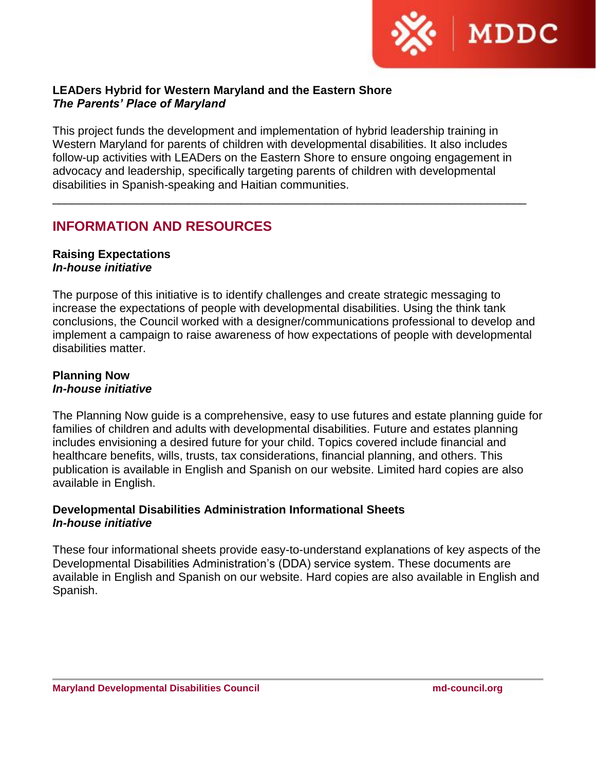### LEADers Hybrid for Western Maryland and the Eastern Shore
***The Parents' Place of Maryland***

This project funds the development and implementation of hybrid leadership training in Western Maryland for parents of children with developmental disabilities. It also includes follow-up activities with LEADers on the Eastern Shore to ensure ongoing engagement in advocacy and leadership, specifically targeting parents of children with developmental disabilities in Spanish-speaking and Haitian communities.

---

## INFORMATION AND RESOURCES

### Raising Expectations
***In-house initiative***

The purpose of this initiative is to identify challenges and create strategic messaging to increase the expectations of people with developmental disabilities. Using the think tank conclusions, the Council worked with a designer/communications professional to develop and implement a campaign to raise awareness of how expectations of people with developmental disabilities matter.

### Planning Now
***In-house initiative***

The Planning Now guide is a comprehensive, easy to use futures and estate planning guide for families of children and adults with developmental disabilities. Future and estates planning includes envisioning a desired future for your child. Topics covered include financial and healthcare benefits, wills, trusts, tax considerations, financial planning, and others. This publication is available in English and Spanish on our website. Limited hard copies are also available in English.

### Developmental Disabilities Administration Informational Sheets
***In-house initiative***

These four informational sheets provide easy-to-understand explanations of key aspects of the Developmental Disabilities Administration's (DDA) service system. These documents are available in English and Spanish on our website. Hard copies are also available in English and Spanish.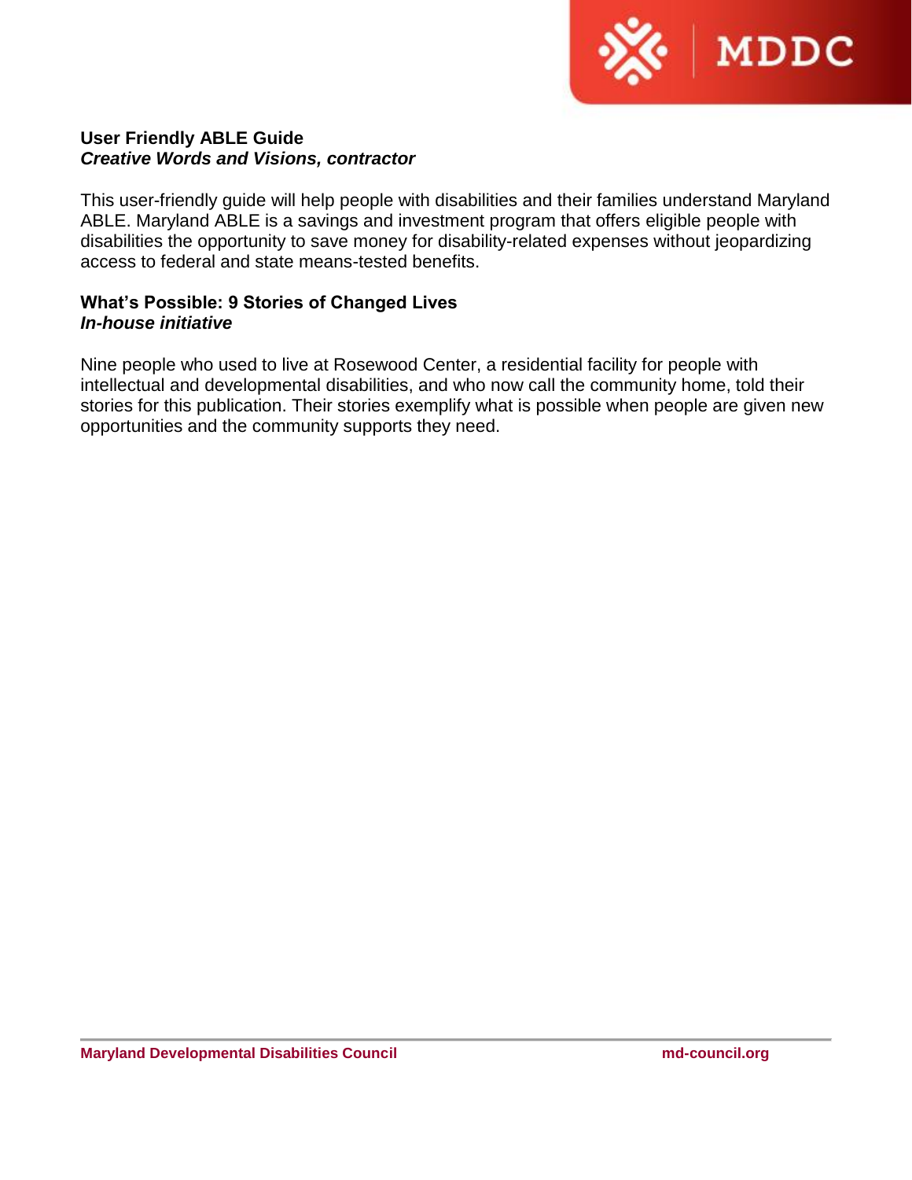**User Friendly ABLE Guide**
***Creative Words and Visions, contractor***

This user-friendly guide will help people with disabilities and their families understand Maryland ABLE. Maryland ABLE is a savings and investment program that offers eligible people with disabilities the opportunity to save money for disability-related expenses without jeopardizing access to federal and state means-tested benefits.

**What's Possible: 9 Stories of Changed Lives**
***In-house initiative***

Nine people who used to live at Rosewood Center, a residential facility for people with intellectual and developmental disabilities, and who now call the community home, told their stories for this publication. Their stories exemplify what is possible when people are given new opportunities and the community supports they need.